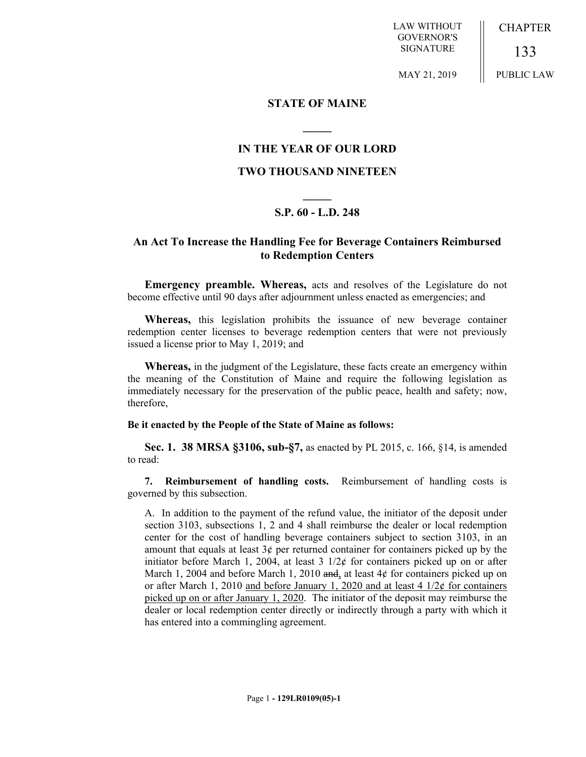LAW WITHOUT GOVERNOR'S SIGNATURE

MAY 21, 2019

CHAPTER

133

PUBLIC LAW

# STATE OF MAINE

## IN THE YEAR OF OUR LORD

## TWO THOUSAND NINETEEN

### S.P. 60 - L.D. 248

### An Act To Increase the Handling Fee for Beverage Containers Reimbursed to Redemption Centers

**Emergency preamble. Whereas,** acts and resolves of the Legislature do not become effective until 90 days after adjournment unless enacted as emergencies; and

**Whereas,** this legislation prohibits the issuance of new beverage container redemption center licenses to beverage redemption centers that were not previously issued a license prior to May 1, 2019; and

**Whereas,** in the judgment of the Legislature, these facts create an emergency within the meaning of the Constitution of Maine and require the following legislation as immediately necessary for the preservation of the public peace, health and safety; now, therefore,

**Be it enacted by the People of the State of Maine as follows:**

**Sec. 1. 38 MRSA §3106, sub-§7,** as enacted by PL 2015, c. 166, §14, is amended to read:

**7. Reimbursement of handling costs.** Reimbursement of handling costs is governed by this subsection.

A. In addition to the payment of the refund value, the initiator of the deposit under section 3103, subsections 1, 2 and 4 shall reimburse the dealer or local redemption center for the cost of handling beverage containers subject to section 3103, in an amount that equals at least 3¢ per returned container for containers picked up by the initiator before March 1, 2004, at least 3 1/2¢ for containers picked up on or after March 1, 2004 and before March 1, 2010 ~~and~~, at least 4¢ for containers picked up on or after March 1, 2010 <u>and before January 1, 2020 and at least 4 1/2¢ for containers picked up on or after January 1, 2020</u>. The initiator of the deposit may reimburse the dealer or local redemption center directly or indirectly through a party with which it has entered into a commingling agreement.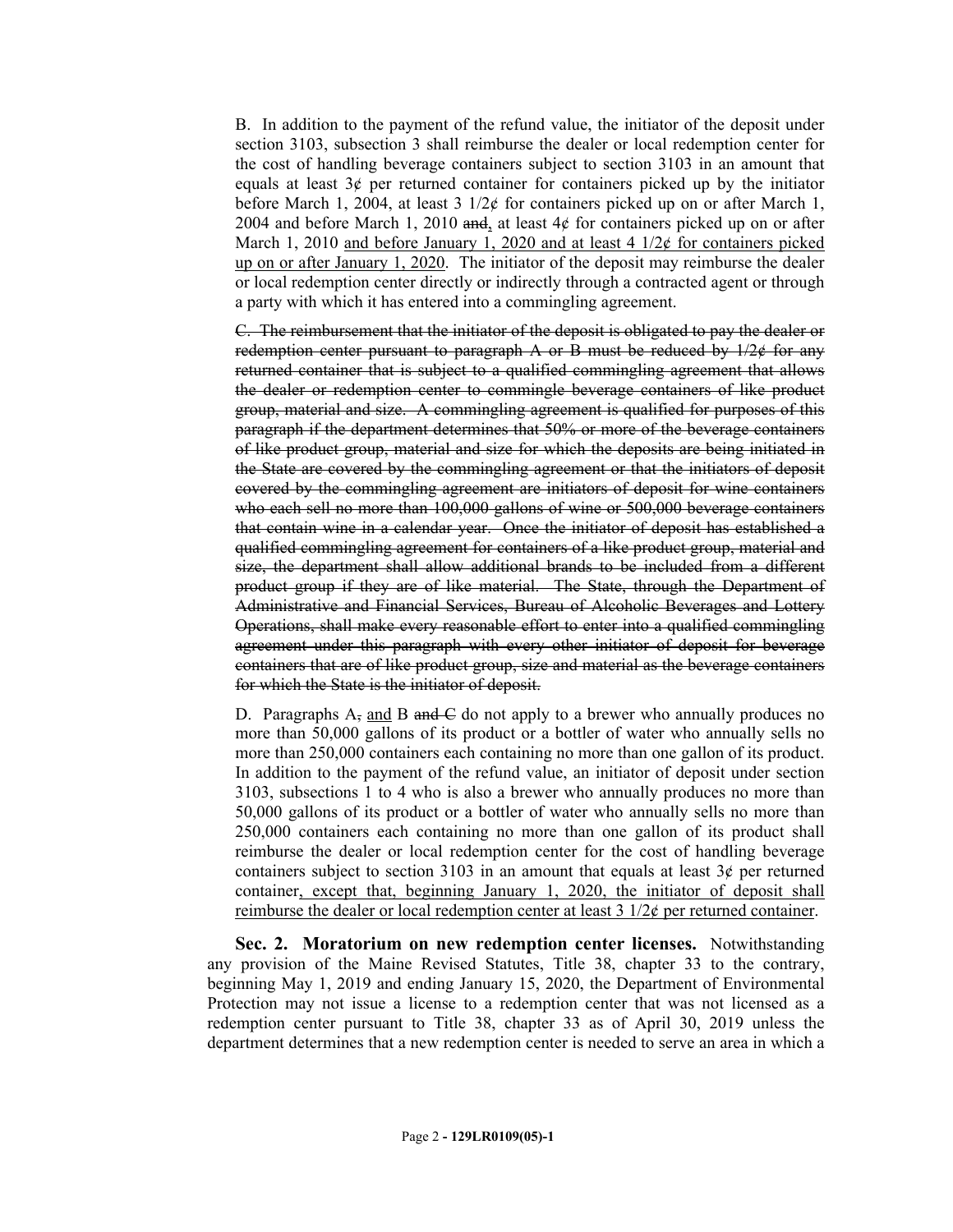B. In addition to the payment of the refund value, the initiator of the deposit under section 3103, subsection 3 shall reimburse the dealer or local redemption center for the cost of handling beverage containers subject to section 3103 in an amount that equals at least 3¢ per returned container for containers picked up by the initiator before March 1, 2004, at least 3 1/2¢ for containers picked up on or after March 1, 2004 and before March 1, 2010 ~~and~~, at least 4¢ for containers picked up on or after March 1, 2010 <u>and before January 1, 2020 and at least 4 1/2¢ for containers picked up on or after January 1, 2020</u>. The initiator of the deposit may reimburse the dealer or local redemption center directly or indirectly through a contracted agent or through a party with which it has entered into a commingling agreement.

~~C. The reimbursement that the initiator of the deposit is obligated to pay the dealer or redemption center pursuant to paragraph A or B must be reduced by 1/2¢ for any returned container that is subject to a qualified commingling agreement that allows the dealer or redemption center to commingle beverage containers of like product group, material and size. A commingling agreement is qualified for purposes of this paragraph if the department determines that 50% or more of the beverage containers of like product group, material and size for which the deposits are being initiated in the State are covered by the commingling agreement or that the initiators of deposit covered by the commingling agreement are initiators of deposit for wine containers who each sell no more than 100,000 gallons of wine or 500,000 beverage containers that contain wine in a calendar year. Once the initiator of deposit has established a qualified commingling agreement for containers of a like product group, material and size, the department shall allow additional brands to be included from a different product group if they are of like material. The State, through the Department of Administrative and Financial Services, Bureau of Alcoholic Beverages and Lottery Operations, shall make every reasonable effort to enter into a qualified commingling agreement under this paragraph with every other initiator of deposit for beverage containers that are of like product group, size and material as the beverage containers for which the State is the initiator of deposit.~~

D. Paragraphs A~~,~~ <u>and</u> B ~~and C~~ do not apply to a brewer who annually produces no more than 50,000 gallons of its product or a bottler of water who annually sells no more than 250,000 containers each containing no more than one gallon of its product. In addition to the payment of the refund value, an initiator of deposit under section 3103, subsections 1 to 4 who is also a brewer who annually produces no more than 50,000 gallons of its product or a bottler of water who annually sells no more than 250,000 containers each containing no more than one gallon of its product shall reimburse the dealer or local redemption center for the cost of handling beverage containers subject to section 3103 in an amount that equals at least 3¢ per returned container<u>, except that, beginning January 1, 2020, the initiator of deposit shall reimburse the dealer or local redemption center at least 3 1/2¢ per returned container</u>.

**Sec. 2. Moratorium on new redemption center licenses.** Notwithstanding any provision of the Maine Revised Statutes, Title 38, chapter 33 to the contrary, beginning May 1, 2019 and ending January 15, 2020, the Department of Environmental Protection may not issue a license to a redemption center that was not licensed as a redemption center pursuant to Title 38, chapter 33 as of April 30, 2019 unless the department determines that a new redemption center is needed to serve an area in which a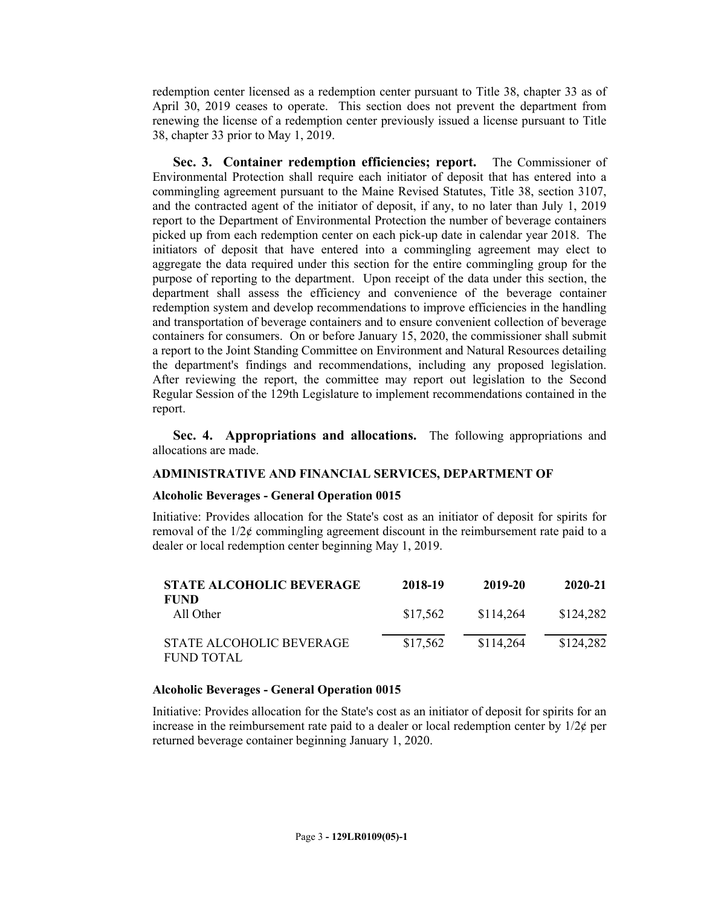redemption center licensed as a redemption center pursuant to Title 38, chapter 33 as of April 30, 2019 ceases to operate. This section does not prevent the department from renewing the license of a redemption center previously issued a license pursuant to Title 38, chapter 33 prior to May 1, 2019.

**Sec. 3. Container redemption efficiencies; report.** The Commissioner of Environmental Protection shall require each initiator of deposit that has entered into a commingling agreement pursuant to the Maine Revised Statutes, Title 38, section 3107, and the contracted agent of the initiator of deposit, if any, to no later than July 1, 2019 report to the Department of Environmental Protection the number of beverage containers picked up from each redemption center on each pick-up date in calendar year 2018. The initiators of deposit that have entered into a commingling agreement may elect to aggregate the data required under this section for the entire commingling group for the purpose of reporting to the department. Upon receipt of the data under this section, the department shall assess the efficiency and convenience of the beverage container redemption system and develop recommendations to improve efficiencies in the handling and transportation of beverage containers and to ensure convenient collection of beverage containers for consumers. On or before January 15, 2020, the commissioner shall submit a report to the Joint Standing Committee on Environment and Natural Resources detailing the department's findings and recommendations, including any proposed legislation. After reviewing the report, the committee may report out legislation to the Second Regular Session of the 129th Legislature to implement recommendations contained in the report.

**Sec. 4. Appropriations and allocations.** The following appropriations and allocations are made.

**ADMINISTRATIVE AND FINANCIAL SERVICES, DEPARTMENT OF**

**Alcoholic Beverages - General Operation 0015**

Initiative: Provides allocation for the State's cost as an initiator of deposit for spirits for removal of the 1/2¢ commingling agreement discount in the reimbursement rate paid to a dealer or local redemption center beginning May 1, 2019.

| **STATE ALCOHOLIC BEVERAGE FUND** | **2018-19** | **2019-20** | **2020-21** |
|---|---|---|---|
| All Other | $17,562 | $114,264 | $124,282 |
| STATE ALCOHOLIC BEVERAGE FUND TOTAL | $17,562 | $114,264 | $124,282 |

**Alcoholic Beverages - General Operation 0015**

Initiative: Provides allocation for the State's cost as an initiator of deposit for spirits for an increase in the reimbursement rate paid to a dealer or local redemption center by 1/2¢ per returned beverage container beginning January 1, 2020.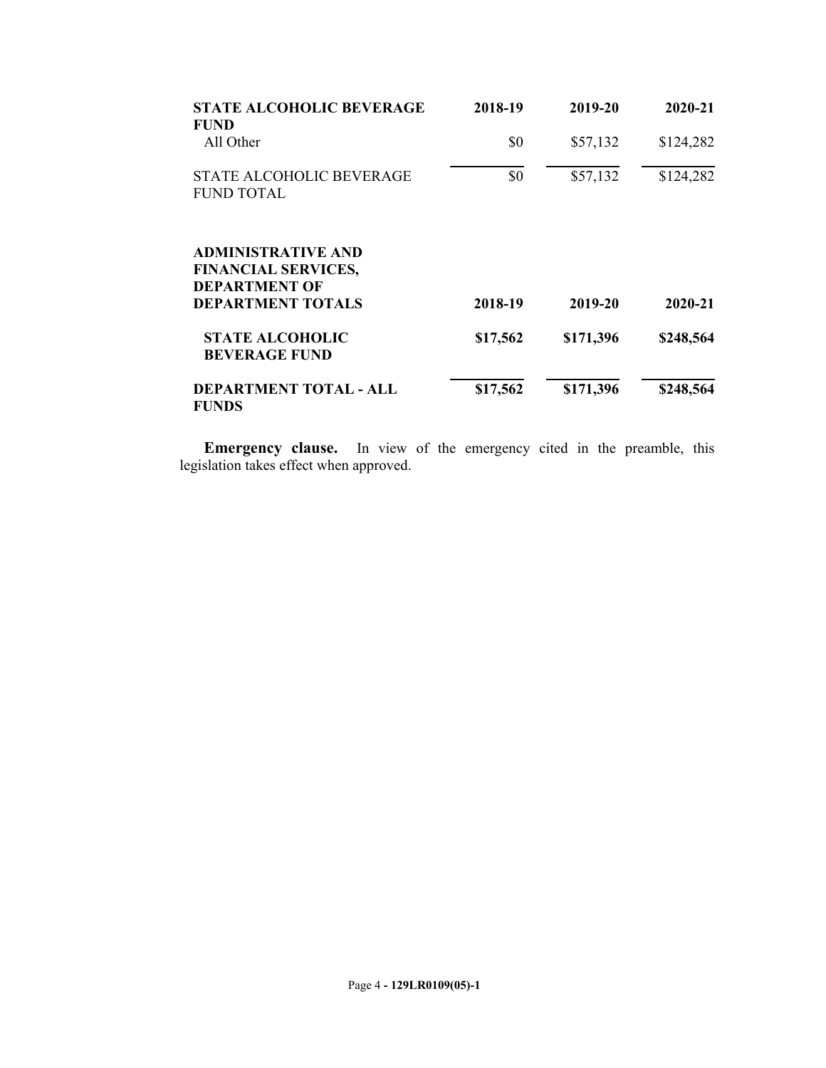| **STATE ALCOHOLIC BEVERAGE FUND** | **2018-19** | **2019-20** | **2020-21** |
|---|---|---|---|
| All Other | $0 | $57,132 | $124,282 |
| STATE ALCOHOLIC BEVERAGE FUND TOTAL | $0 | $57,132 | $124,282 |

| **ADMINISTRATIVE AND FINANCIAL SERVICES, DEPARTMENT OF DEPARTMENT TOTALS** | **2018-19** | **2019-20** | **2020-21** |
|---|---|---|---|
| **STATE ALCOHOLIC BEVERAGE FUND** | **$17,562** | **$171,396** | **$248,564** |
| **DEPARTMENT TOTAL - ALL FUNDS** | **$17,562** | **$171,396** | **$248,564** |

**Emergency clause.** In view of the emergency cited in the preamble, this legislation takes effect when approved.